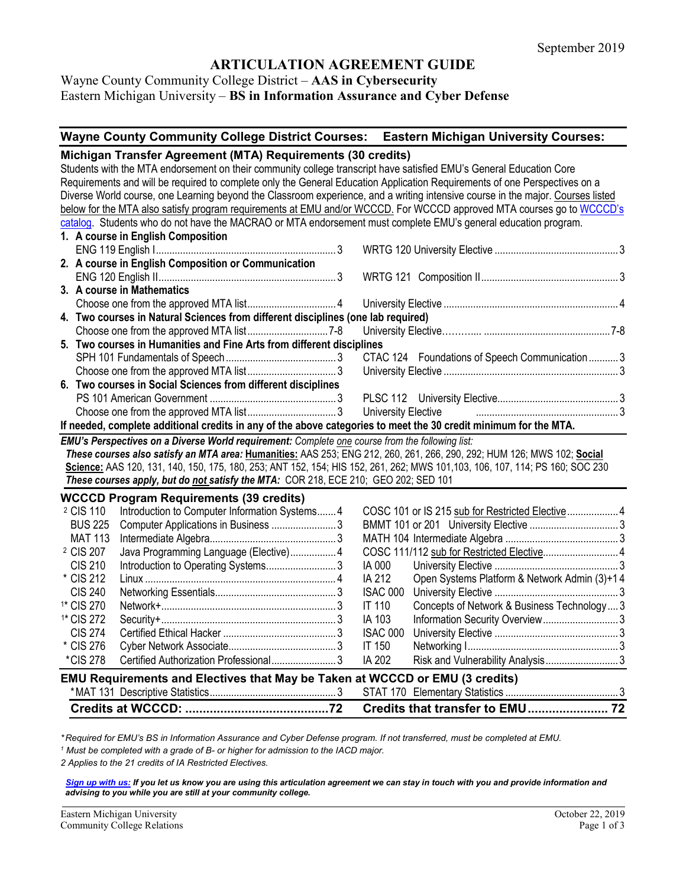September 2019

# ARTICULATION AGREEMENT GUIDE

Wayne County Community College District – **AAS in Cybersecurity**
Eastern Michigan University – **BS in Information Assurance and Cyber Defense**

| **Wayne County Community College District Courses:** | | **Eastern Michigan University Courses:** | |
|---|---|---|---|

## Michigan Transfer Agreement (MTA) Requirements (30 credits)

Students with the MTA endorsement on their community college transcript have satisfied EMU's General Education Core Requirements and will be required to complete only the General Education Application Requirements of one Perspectives on a Diverse World course, one Learning beyond the Classroom experience, and a writing intensive course in the major. Courses listed below for the MTA also satisfy program requirements at EMU and/or WCCCD. For WCCCD approved MTA courses go to WCCCD's catalog. Students who do not have the MACRAO or MTA endorsement must complete EMU's general education program.

| WCCCD Course | Credits | EMU Course | Credits |
|---|---|---|---|
| **1. A course in English Composition** | | | |
| ENG 119 English I | 3 | WRTG 120 University Elective | 3 |
| **2. A course in English Composition or Communication** | | | |
| ENG 120 English II | 3 | WRTG 121 Composition II | 3 |
| **3. A course in Mathematics** | | | |
| Choose one from the approved MTA list | 4 | University Elective | 4 |
| **4. Two courses in Natural Sciences from different disciplines (one lab required)** | | | |
| Choose one from the approved MTA list | 7-8 | University Elective | 7-8 |
| **5. Two courses in Humanities and Fine Arts from different disciplines** | | | |
| SPH 101 Fundamentals of Speech | 3 | CTAC 124 Foundations of Speech Communication | 3 |
| Choose one from the approved MTA list | 3 | University Elective | 3 |
| **6. Two courses in Social Sciences from different disciplines** | | | |
| PS 101 American Government | 3 | PLSC 112 University Elective | 3 |
| Choose one from the approved MTA list | 3 | University Elective | 3 |

**If needed, complete additional credits in any of the above categories to meet the 30 credit minimum for the MTA.**

***EMU's Perspectives on a Diverse World requirement:*** *Complete one course from the following list:*
***These courses also satisfy an MTA area:*** **Humanities:** AAS 253; ENG 212, 260, 261, 266, 290, 292; HUM 126; MWS 102; **Social Science:** AAS 120, 131, 140, 150, 175, 180, 253; ANT 152, 154; HIS 152, 261, 262; MWS 101,103, 106, 107, 114; PS 160; SOC 230
***These courses apply, but do not satisfy the MTA:*** COR 218, ECE 210; GEO 202; SED 101

## WCCCD Program Requirements (39 credits)

| WCCCD Course | Title | Credits | EMU Course | Title | Credits |
|---|---|---|---|---|---|
| [2] CIS 110 | Introduction to Computer Information Systems | 4 | COSC 101 or IS 215 | sub for Restricted Elective | 4 |
| BUS 225 | Computer Applications in Business | 3 | BMMT 101 or 201 | University Elective | 3 |
| MAT 113 | Intermediate Algebra | 3 | MATH 104 | Intermediate Algebra | 3 |
| [2] CIS 207 | Java Programming Language (Elective) | 4 | COSC 111/112 | sub for Restricted Elective | 4 |
| CIS 210 | Introduction to Operating Systems | 3 | IA 000 | University Elective | 3 |
| * CIS 212 | Linux | 4 | IA 212 | Open Systems Platform & Network Admin (3)+1 | 4 |
| CIS 240 | Networking Essentials | 3 | ISAC 000 | University Elective | 3 |
| [1]* CIS 270 | Network+ | 3 | IT 110 | Concepts of Network & Business Technology | 3 |
| [1]* CIS 272 | Security+ | 3 | IA 103 | Information Security Overview | 3 |
| CIS 274 | Certified Ethical Hacker | 3 | ISAC 000 | University Elective | 3 |
| * CIS 276 | Cyber Network Associate | 3 | IT 150 | Networking I | 3 |
| *CIS 278 | Certified Authorization Professional | 3 | IA 202 | Risk and Vulnerability Analysis | 3 |

## EMU Requirements and Electives that May be Taken at WCCCD or EMU (3 credits)

| WCCCD Course | Title | Credits | EMU Course | Title | Credits |
|---|---|---|---|---|---|
| *MAT 131 | Descriptive Statistics | 3 | STAT 170 | Elementary Statistics | 3 |
| **Credits at WCCCD:** | | **72** | **Credits that transfer to EMU** | | **72** |

*\*Required for EMU's BS in Information Assurance and Cyber Defense program. If not transferred, must be completed at EMU.*
*[1] Must be completed with a grade of B- or higher for admission to the IACD major.*
*2 Applies to the 21 credits of IA Restricted Electives.*

***Sign up with us:** If you let us know you are using this articulation agreement we can stay in touch with you and provide information and advising to you while you are still at your community college.*

Eastern Michigan University
Community College Relations

October 22, 2019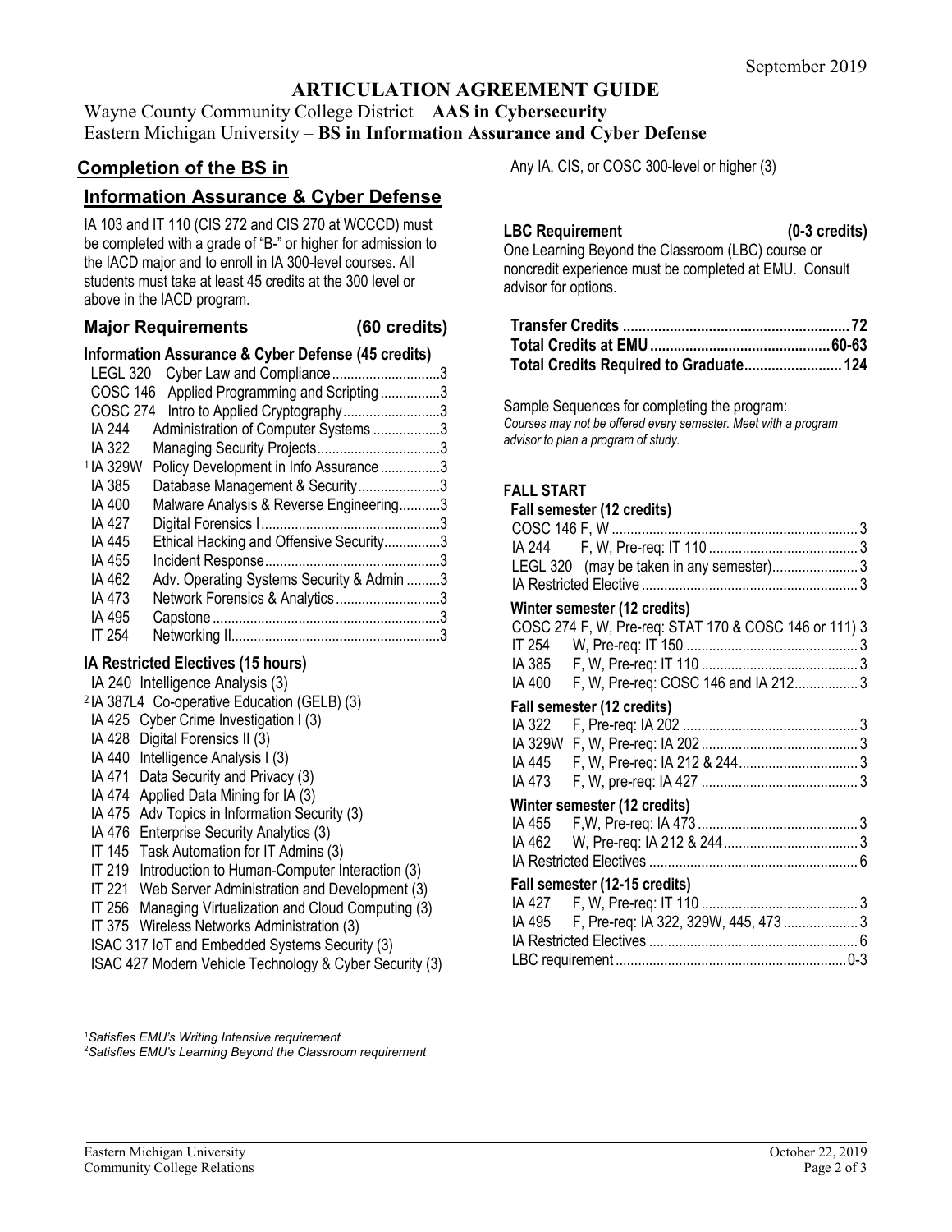September 2019

# ARTICULATION AGREEMENT GUIDE

Wayne County Community College District – **AAS in Cybersecurity**
Eastern Michigan University – **BS in Information Assurance and Cyber Defense**

## Completion of the BS in Information Assurance & Cyber Defense

IA 103 and IT 110 (CIS 272 and CIS 270 at WCCCD) must be completed with a grade of "B-" or higher for admission to the IACD major and to enroll in IA 300-level courses. All students must take at least 45 credits at the 300 level or above in the IACD program.

### Major Requirements (60 credits)

**Information Assurance & Cyber Defense (45 credits)**

| | | |
|---|---|---|
| LEGL 320 | Cyber Law and Compliance | 3 |
| COSC 146 | Applied Programming and Scripting | 3 |
| COSC 274 | Intro to Applied Cryptography | 3 |
| IA 244 | Administration of Computer Systems | 3 |
| IA 322 | Managing Security Projects | 3 |
| [1]IA 329W | Policy Development in Info Assurance | 3 |
| IA 385 | Database Management & Security | 3 |
| IA 400 | Malware Analysis & Reverse Engineering | 3 |
| IA 427 | Digital Forensics I | 3 |
| IA 445 | Ethical Hacking and Offensive Security | 3 |
| IA 455 | Incident Response | 3 |
| IA 462 | Adv. Operating Systems Security & Admin | 3 |
| IA 473 | Network Forensics & Analytics | 3 |
| IA 495 | Capstone | 3 |
| IT 254 | Networking II | 3 |

**IA Restricted Electives (15 hours)**

- IA 240 Intelligence Analysis (3)
- [2]IA 387L4 Co-operative Education (GELB) (3)
- IA 425 Cyber Crime Investigation I (3)
- IA 428 Digital Forensics II (3)
- IA 440 Intelligence Analysis I (3)
- IA 471 Data Security and Privacy (3)
- IA 474 Applied Data Mining for IA (3)
- IA 475 Adv Topics in Information Security (3)
- IA 476 Enterprise Security Analytics (3)
- IT 145 Task Automation for IT Admins (3)
- IT 219 Introduction to Human-Computer Interaction (3)
- IT 221 Web Server Administration and Development (3)
- IT 256 Managing Virtualization and Cloud Computing (3)
- IT 375 Wireless Networks Administration (3)
- ISAC 317 IoT and Embedded Systems Security (3)
- ISAC 427 Modern Vehicle Technology & Cyber Security (3)
- Any IA, CIS, or COSC 300-level or higher (3)

### LBC Requirement (0-3 credits)

One Learning Beyond the Classroom (LBC) course or noncredit experience must be completed at EMU. Consult advisor for options.

| | |
|---|---|
| **Transfer Credits** | **72** |
| **Total Credits at EMU** | **60-63** |
| **Total Credits Required to Graduate** | **124** |

Sample Sequences for completing the program:
*Courses may not be offered every semester. Meet with a program advisor to plan a program of study.*

**FALL START**

**Fall semester (12 credits)**

| | |
|---|---|
| COSC 146 F, W | 3 |
| IA 244 F, W, Pre-req: IT 110 | 3 |
| LEGL 320 (may be taken in any semester) | 3 |
| IA Restricted Elective | 3 |

**Winter semester (12 credits)**

| | |
|---|---|
| COSC 274 F, W, Pre-req: STAT 170 & COSC 146 or 111) | 3 |
| IT 254 W, Pre-req: IT 150 | 3 |
| IA 385 F, W, Pre-req: IT 110 | 3 |
| IA 400 F, W, Pre-req: COSC 146 and IA 212 | 3 |

**Fall semester (12 credits)**

| | |
|---|---|
| IA 322 F, Pre-req: IA 202 | 3 |
| IA 329W F, W, Pre-req: IA 202 | 3 |
| IA 445 F, W, Pre-req: IA 212 & 244 | 3 |
| IA 473 F, W, pre-req: IA 427 | 3 |

**Winter semester (12 credits)**

| | |
|---|---|
| IA 455 F,W, Pre-req: IA 473 | 3 |
| IA 462 W, Pre-req: IA 212 & 244 | 3 |
| IA Restricted Electives | 6 |

**Fall semester (12-15 credits)**

| | |
|---|---|
| IA 427 F, W, Pre-req: IT 110 | 3 |
| IA 495 F, Pre-req: IA 322, 329W, 445, 473 | 3 |
| IA Restricted Electives | 6 |
| LBC requirement | 0-3 |

[1]*Satisfies EMU's Writing Intensive requirement*
[2]*Satisfies EMU's Learning Beyond the Classroom requirement*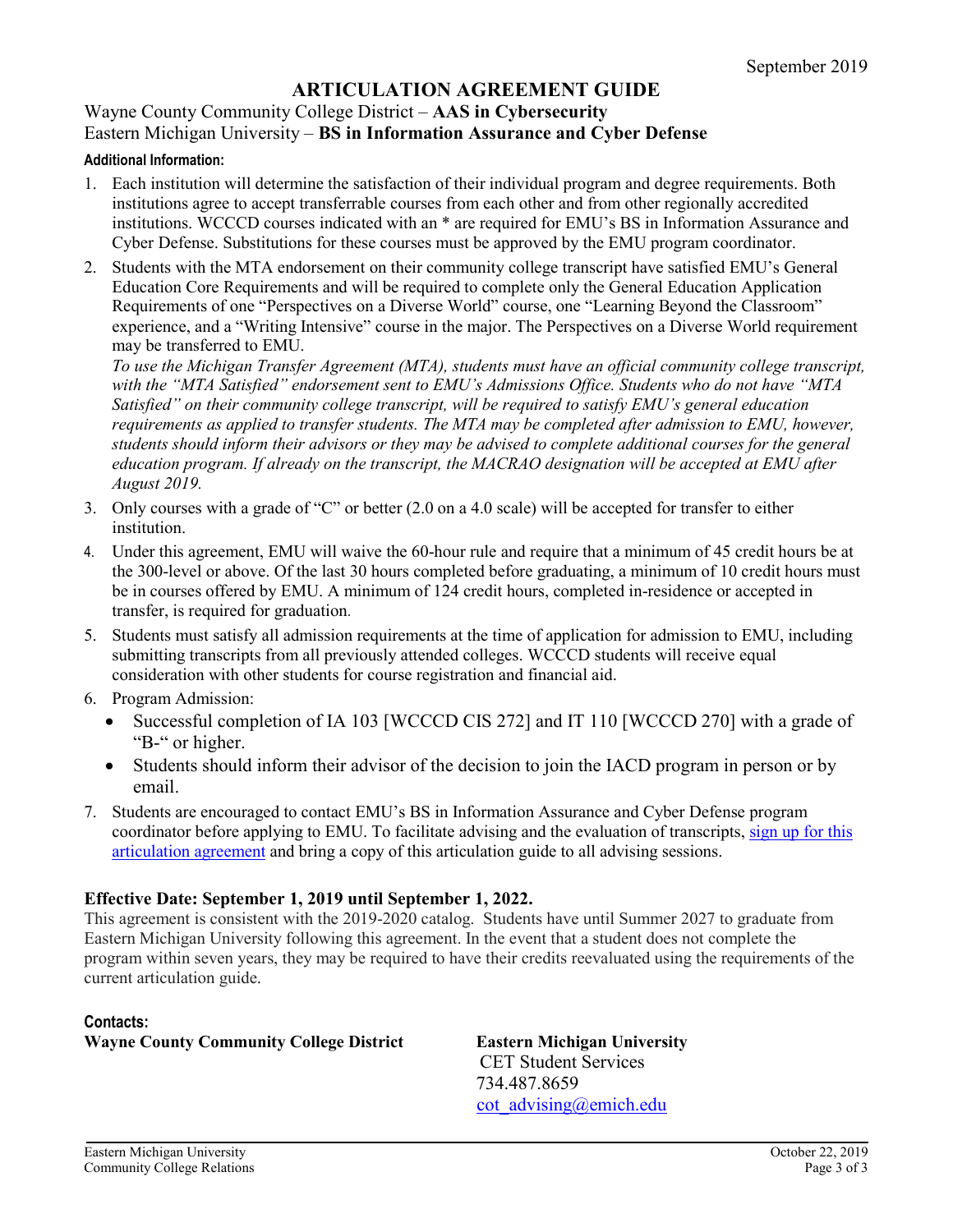September 2019

# ARTICULATION AGREEMENT GUIDE

Wayne County Community College District – **AAS in Cybersecurity**
Eastern Michigan University – **BS in Information Assurance and Cyber Defense**

**Additional Information:**

1. Each institution will determine the satisfaction of their individual program and degree requirements. Both institutions agree to accept transferrable courses from each other and from other regionally accredited institutions. WCCCD courses indicated with an * are required for EMU's BS in Information Assurance and Cyber Defense. Substitutions for these courses must be approved by the EMU program coordinator.
2. Students with the MTA endorsement on their community college transcript have satisfied EMU's General Education Core Requirements and will be required to complete only the General Education Application Requirements of one "Perspectives on a Diverse World" course, one "Learning Beyond the Classroom" experience, and a "Writing Intensive" course in the major. The Perspectives on a Diverse World requirement may be transferred to EMU.
*To use the Michigan Transfer Agreement (MTA), students must have an official community college transcript, with the "MTA Satisfied" endorsement sent to EMU's Admissions Office. Students who do not have "MTA Satisfied" on their community college transcript, will be required to satisfy EMU's general education requirements as applied to transfer students. The MTA may be completed after admission to EMU, however, students should inform their advisors or they may be advised to complete additional courses for the general education program. If already on the transcript, the MACRAO designation will be accepted at EMU after August 2019.*
3. Only courses with a grade of "C" or better (2.0 on a 4.0 scale) will be accepted for transfer to either institution.
4. Under this agreement, EMU will waive the 60-hour rule and require that a minimum of 45 credit hours be at the 300-level or above. Of the last 30 hours completed before graduating, a minimum of 10 credit hours must be in courses offered by EMU. A minimum of 124 credit hours, completed in-residence or accepted in transfer, is required for graduation.
5. Students must satisfy all admission requirements at the time of application for admission to EMU, including submitting transcripts from all previously attended colleges. WCCCD students will receive equal consideration with other students for course registration and financial aid.
6. Program Admission:
   - Successful completion of IA 103 [WCCCD CIS 272] and IT 110 [WCCCD 270] with a grade of "B-" or higher.
   - Students should inform their advisor of the decision to join the IACD program in person or by email.
7. Students are encouraged to contact EMU's BS in Information Assurance and Cyber Defense program coordinator before applying to EMU. To facilitate advising and the evaluation of transcripts, sign up for this articulation agreement and bring a copy of this articulation guide to all advising sessions.

**Effective Date: September 1, 2019 until September 1, 2022.**

This agreement is consistent with the 2019-2020 catalog. Students have until Summer 2027 to graduate from Eastern Michigan University following this agreement. In the event that a student does not complete the program within seven years, they may be required to have their credits reevaluated using the requirements of the current articulation guide.

**Contacts:**

**Wayne County Community College District**

**Eastern Michigan University**
CET Student Services
734.487.8659
cot_advising@emich.edu